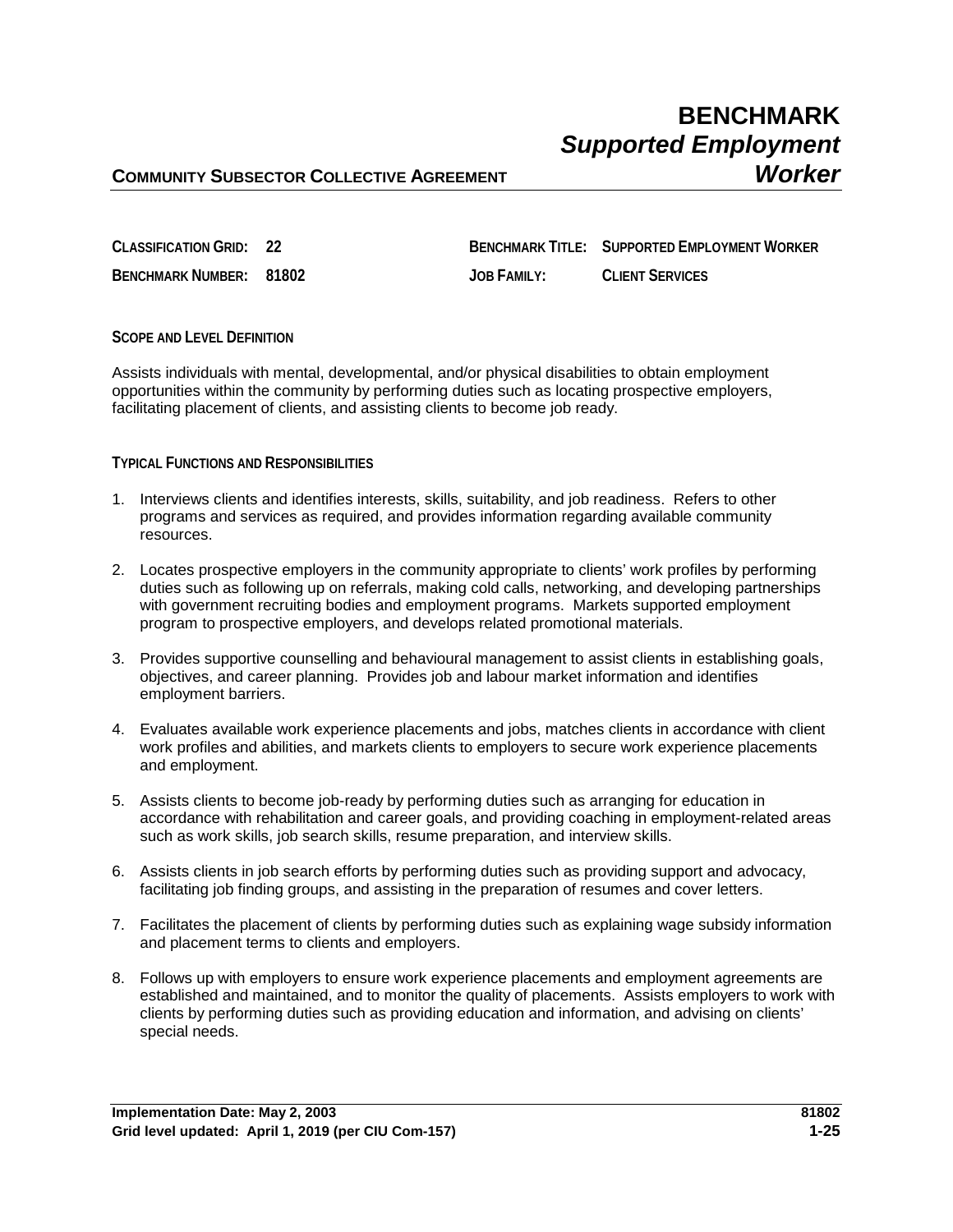# BENCHMARK
## *Supported Employment Worker*

**COMMUNITY SUBSECTOR COLLECTIVE AGREEMENT**

**CLASSIFICATION GRID:** 22

**BENCHMARK NUMBER:** 81802

**BENCHMARK TITLE:** SUPPORTED EMPLOYMENT WORKER

**JOB FAMILY:** CLIENT SERVICES

### SCOPE AND LEVEL DEFINITION

Assists individuals with mental, developmental, and/or physical disabilities to obtain employment opportunities within the community by performing duties such as locating prospective employers, facilitating placement of clients, and assisting clients to become job ready.

### TYPICAL FUNCTIONS AND RESPONSIBILITIES

1. Interviews clients and identifies interests, skills, suitability, and job readiness. Refers to other programs and services as required, and provides information regarding available community resources.

2. Locates prospective employers in the community appropriate to clients' work profiles by performing duties such as following up on referrals, making cold calls, networking, and developing partnerships with government recruiting bodies and employment programs. Markets supported employment program to prospective employers, and develops related promotional materials.

3. Provides supportive counselling and behavioural management to assist clients in establishing goals, objectives, and career planning. Provides job and labour market information and identifies employment barriers.

4. Evaluates available work experience placements and jobs, matches clients in accordance with client work profiles and abilities, and markets clients to employers to secure work experience placements and employment.

5. Assists clients to become job-ready by performing duties such as arranging for education in accordance with rehabilitation and career goals, and providing coaching in employment-related areas such as work skills, job search skills, resume preparation, and interview skills.

6. Assists clients in job search efforts by performing duties such as providing support and advocacy, facilitating job finding groups, and assisting in the preparation of resumes and cover letters.

7. Facilitates the placement of clients by performing duties such as explaining wage subsidy information and placement terms to clients and employers.

8. Follows up with employers to ensure work experience placements and employment agreements are established and maintained, and to monitor the quality of placements. Assists employers to work with clients by performing duties such as providing education and information, and advising on clients' special needs.

**Implementation Date: May 2, 2003**
**Grid level updated: April 1, 2019 (per CIU Com-157)**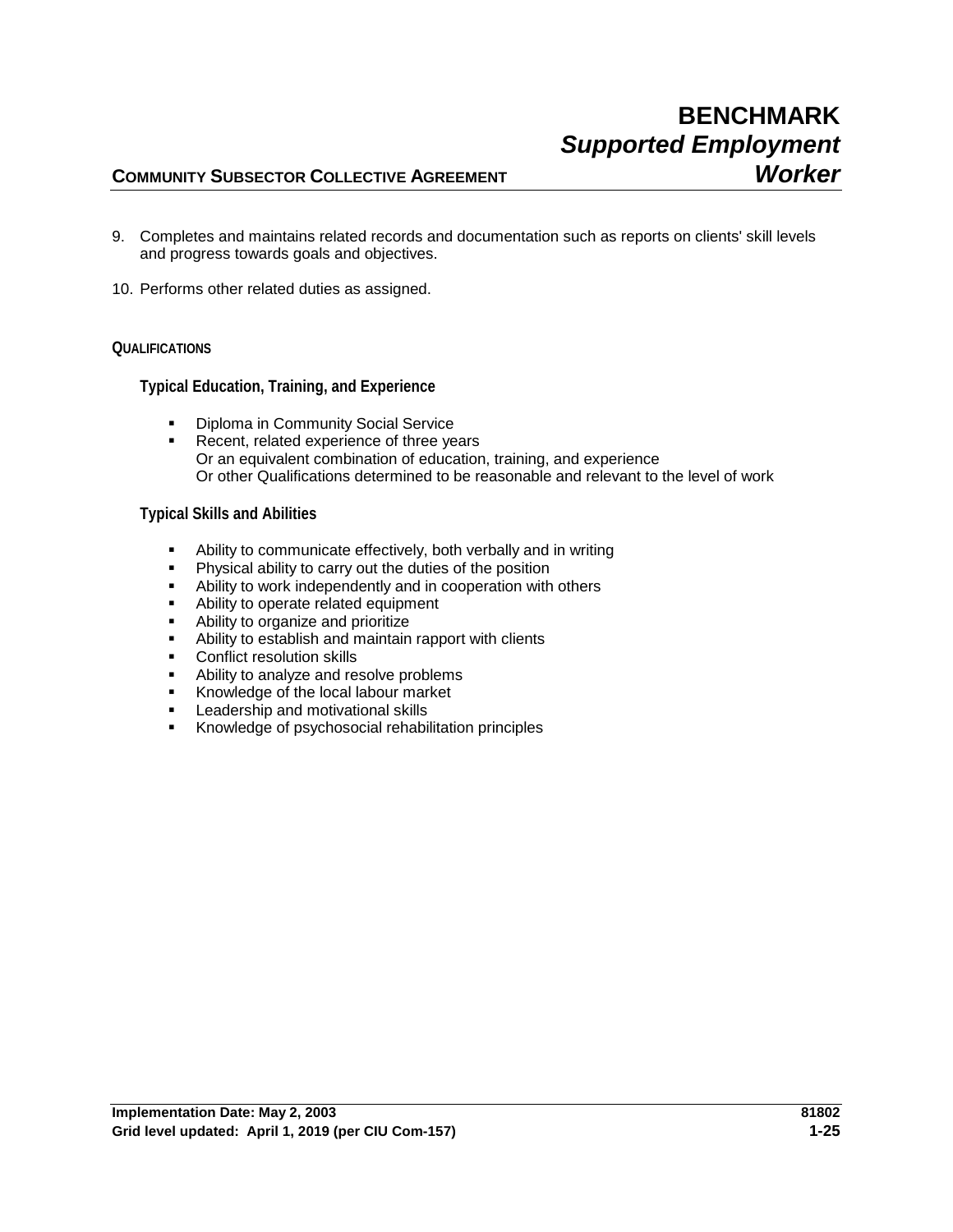9. Completes and maintains related records and documentation such as reports on clients' skill levels and progress towards goals and objectives.

10. Performs other related duties as assigned.

## QUALIFICATIONS

### Typical Education, Training, and Experience

- Diploma in Community Social Service
- Recent, related experience of three years
  Or an equivalent combination of education, training, and experience
  Or other Qualifications determined to be reasonable and relevant to the level of work

### Typical Skills and Abilities

- Ability to communicate effectively, both verbally and in writing
- Physical ability to carry out the duties of the position
- Ability to work independently and in cooperation with others
- Ability to operate related equipment
- Ability to organize and prioritize
- Ability to establish and maintain rapport with clients
- Conflict resolution skills
- Ability to analyze and resolve problems
- Knowledge of the local labour market
- Leadership and motivational skills
- Knowledge of psychosocial rehabilitation principles